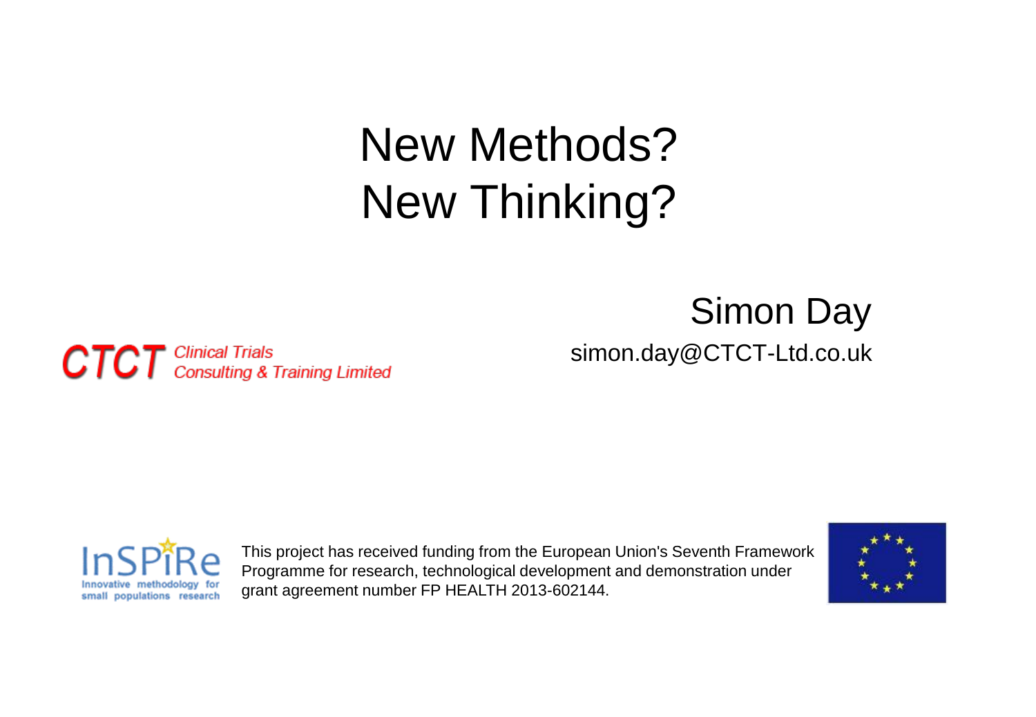# New Methods?
# New Thinking?

Simon Day

simon.day@CTCT-Ltd.co.uk

**CTCT** *Clinical Trials Consulting & Training Limited*

InSPiRe
Innovative methodology for small populations research

This project has received funding from the European Union's Seventh Framework Programme for research, technological development and demonstration under grant agreement number FP HEALTH 2013-602144.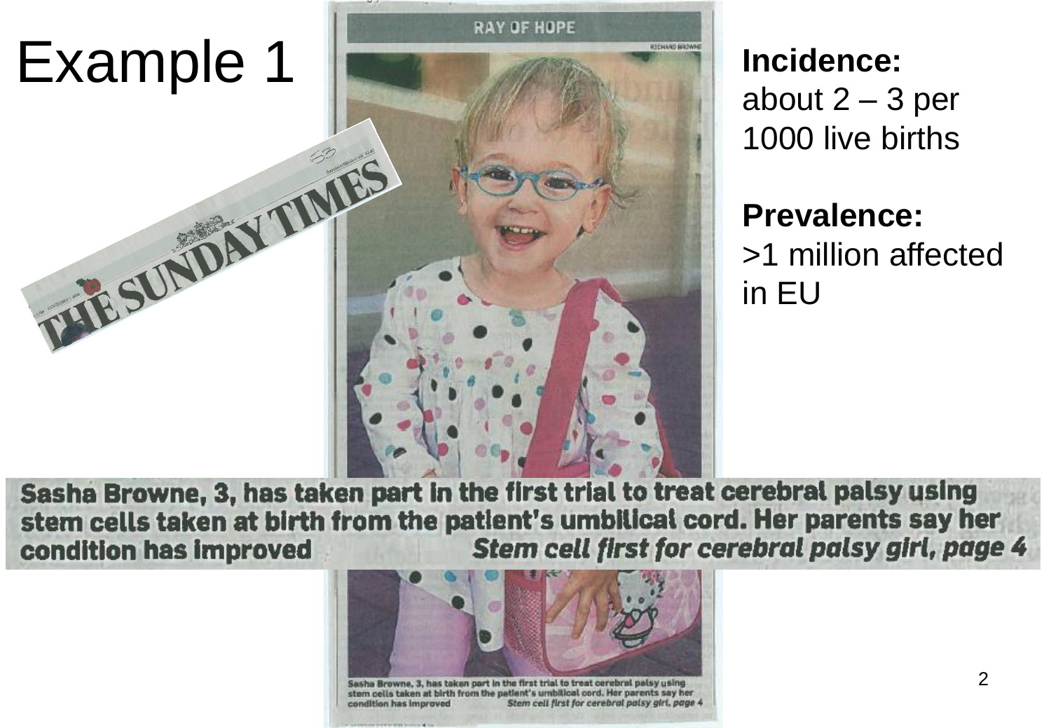# Example 1

THE SUNDAY TIMES

RAY OF HOPE

**Incidence:**
about 2 – 3 per 1000 live births

**Prevalence:**
>1 million affected in EU

**Sasha Browne, 3, has taken part in the first trial to treat cerebral palsy using stem cells taken at birth from the patient's umbilical cord. Her parents say her condition has improved** ***Stem cell first for cerebral palsy girl, page 4***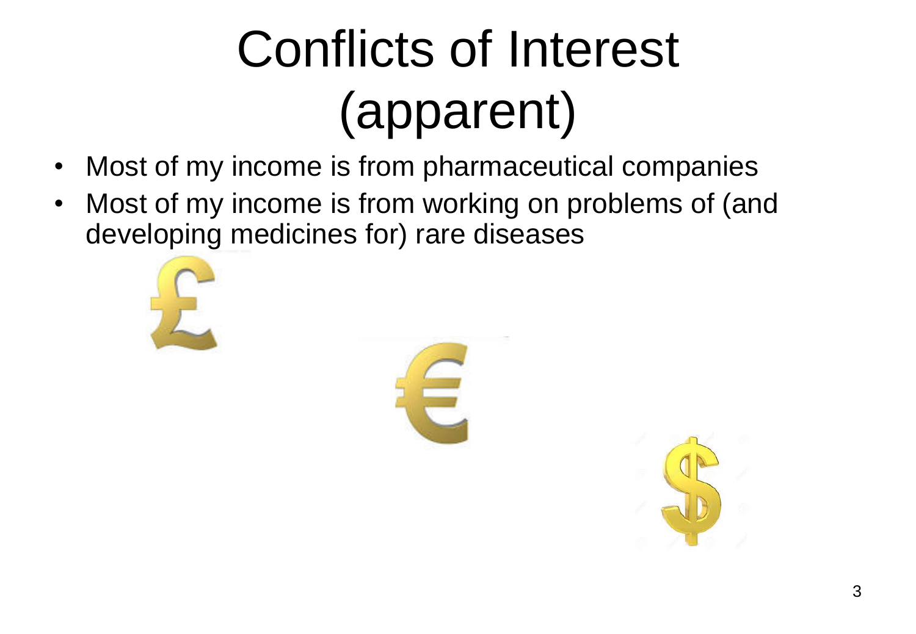# Conflicts of Interest (apparent)

- Most of my income is from pharmaceutical companies
- Most of my income is from working on problems of (and developing medicines for) rare diseases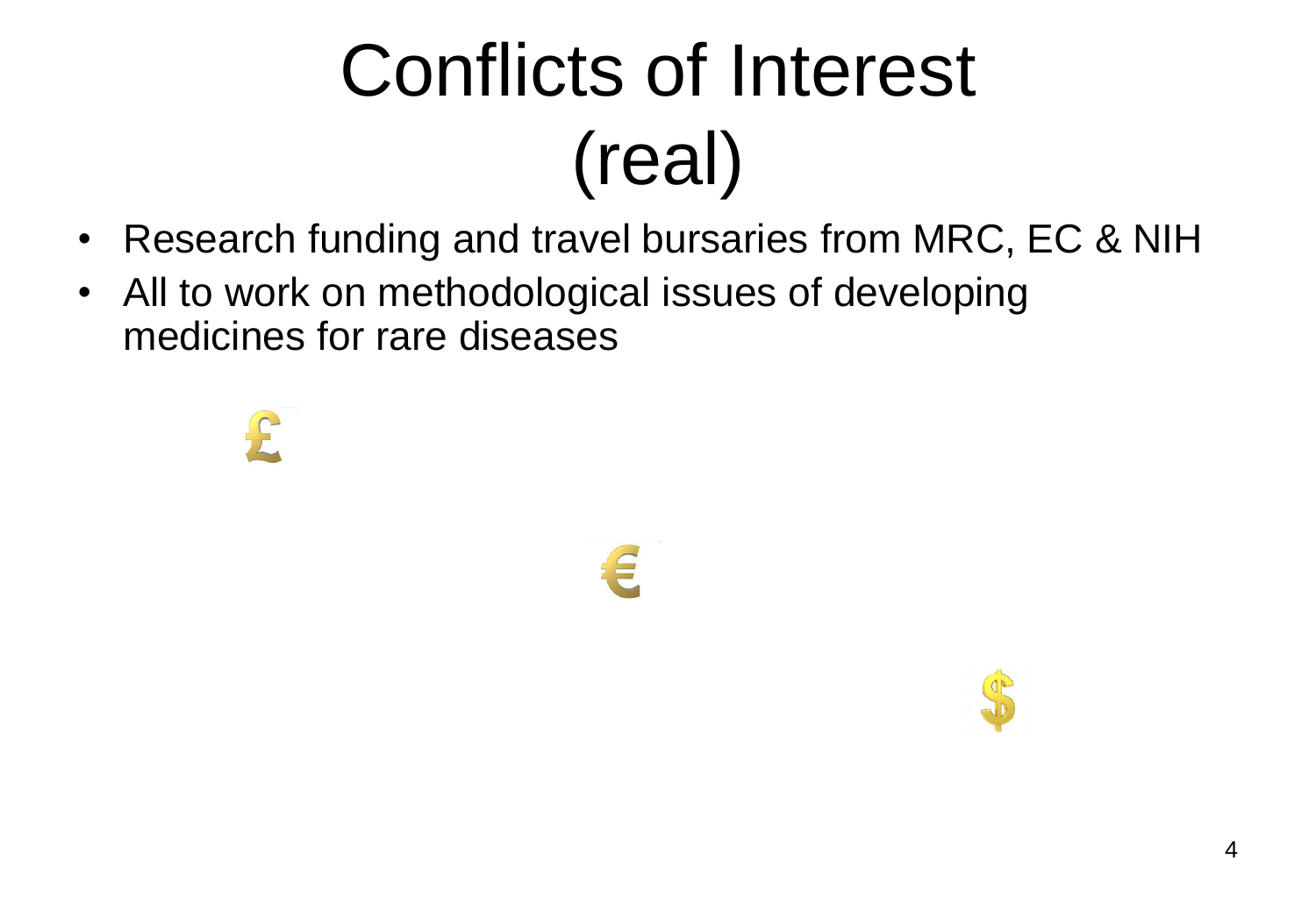# Conflicts of Interest (real)

- Research funding and travel bursaries from MRC, EC & NIH
- All to work on methodological issues of developing medicines for rare diseases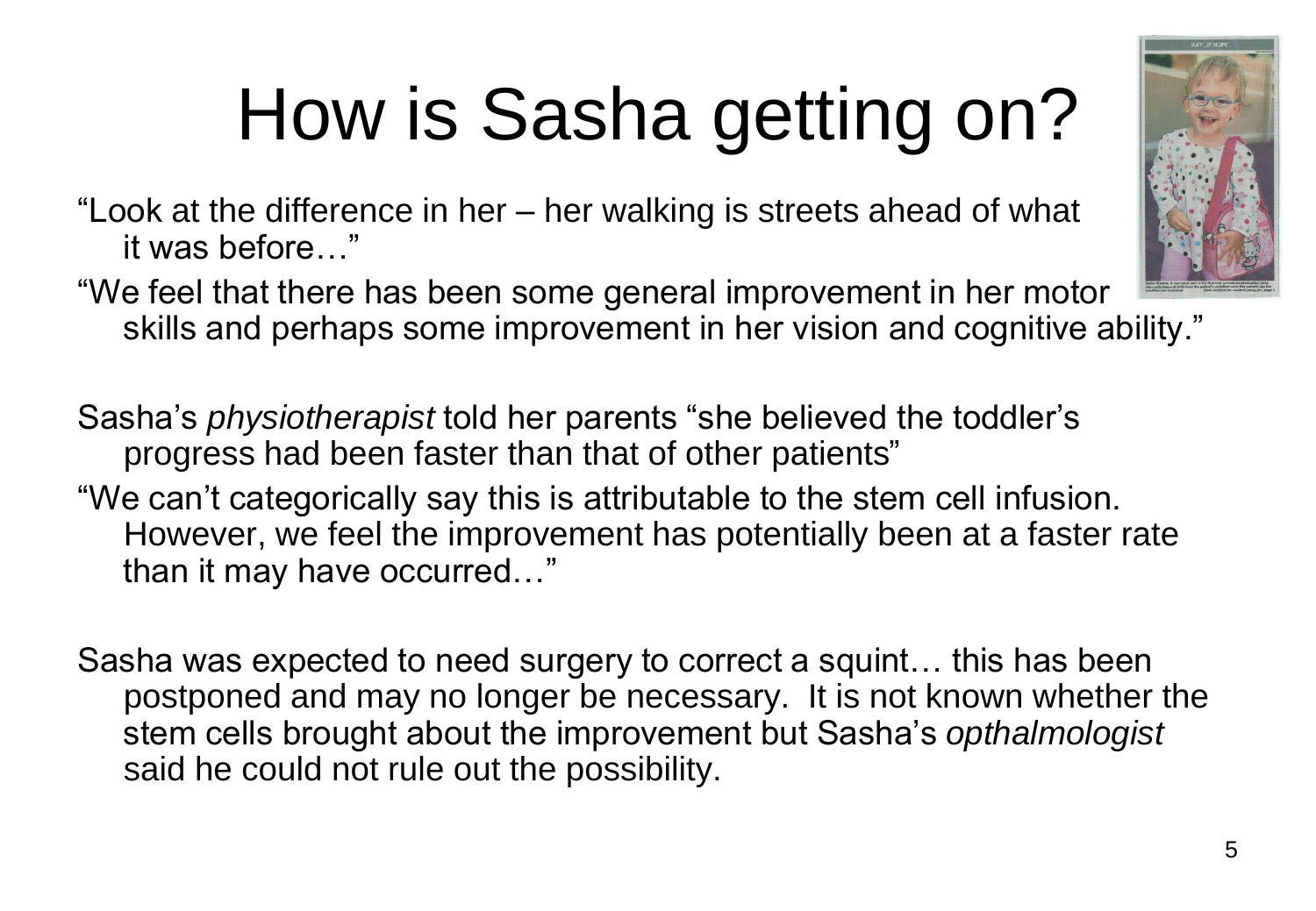# How is Sasha getting on?

"Look at the difference in her – her walking is streets ahead of what it was before…"

"We feel that there has been some general improvement in her motor skills and perhaps some improvement in her vision and cognitive ability."

Sasha's *physiotherapist* told her parents "she believed the toddler's progress had been faster than that of other patients"

"We can't categorically say this is attributable to the stem cell infusion. However, we feel the improvement has potentially been at a faster rate than it may have occurred…"

Sasha was expected to need surgery to correct a squint… this has been postponed and may no longer be necessary. It is not known whether the stem cells brought about the improvement but Sasha's *opthalmologist* said he could not rule out the possibility.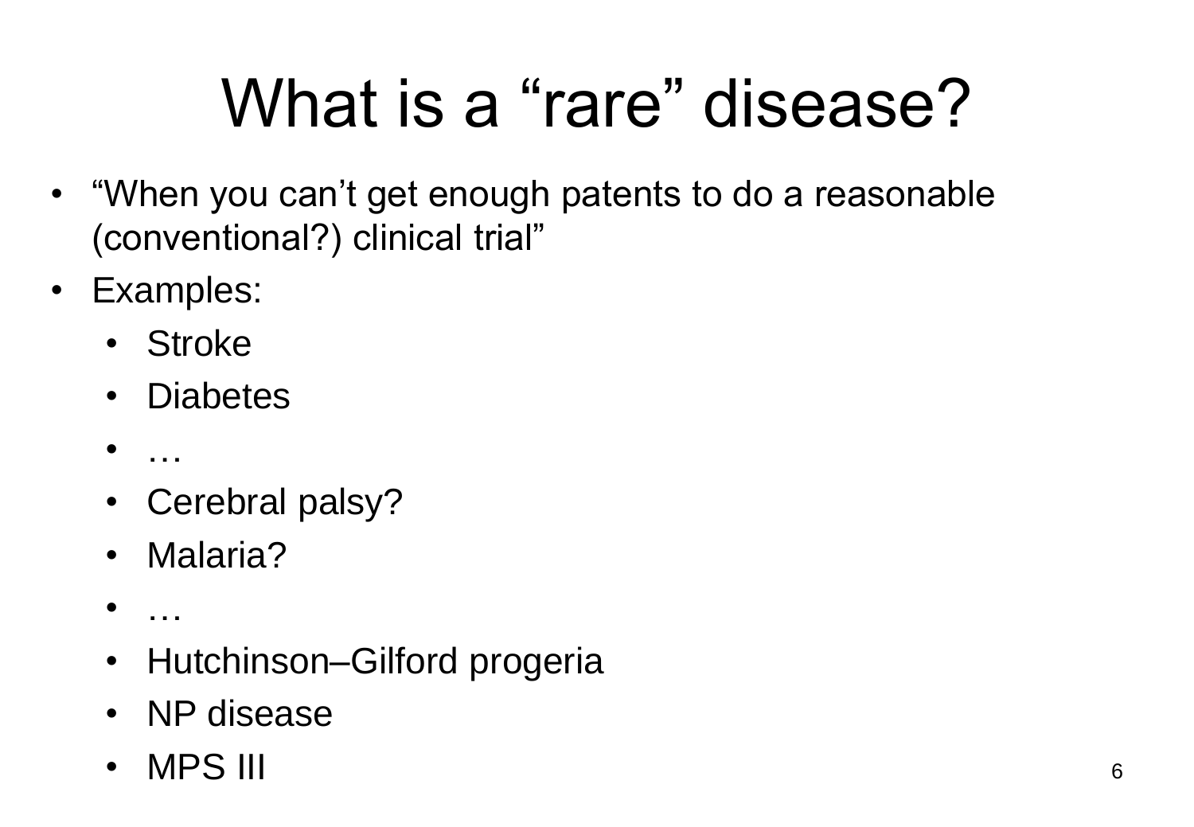# What is a "rare" disease?

- "When you can't get enough patents to do a reasonable (conventional?) clinical trial"
- Examples:
  - Stroke
  - Diabetes
  - …
  - Cerebral palsy?
  - Malaria?
  - …
  - Hutchinson–Gilford progeria
  - NP disease
  - MPS III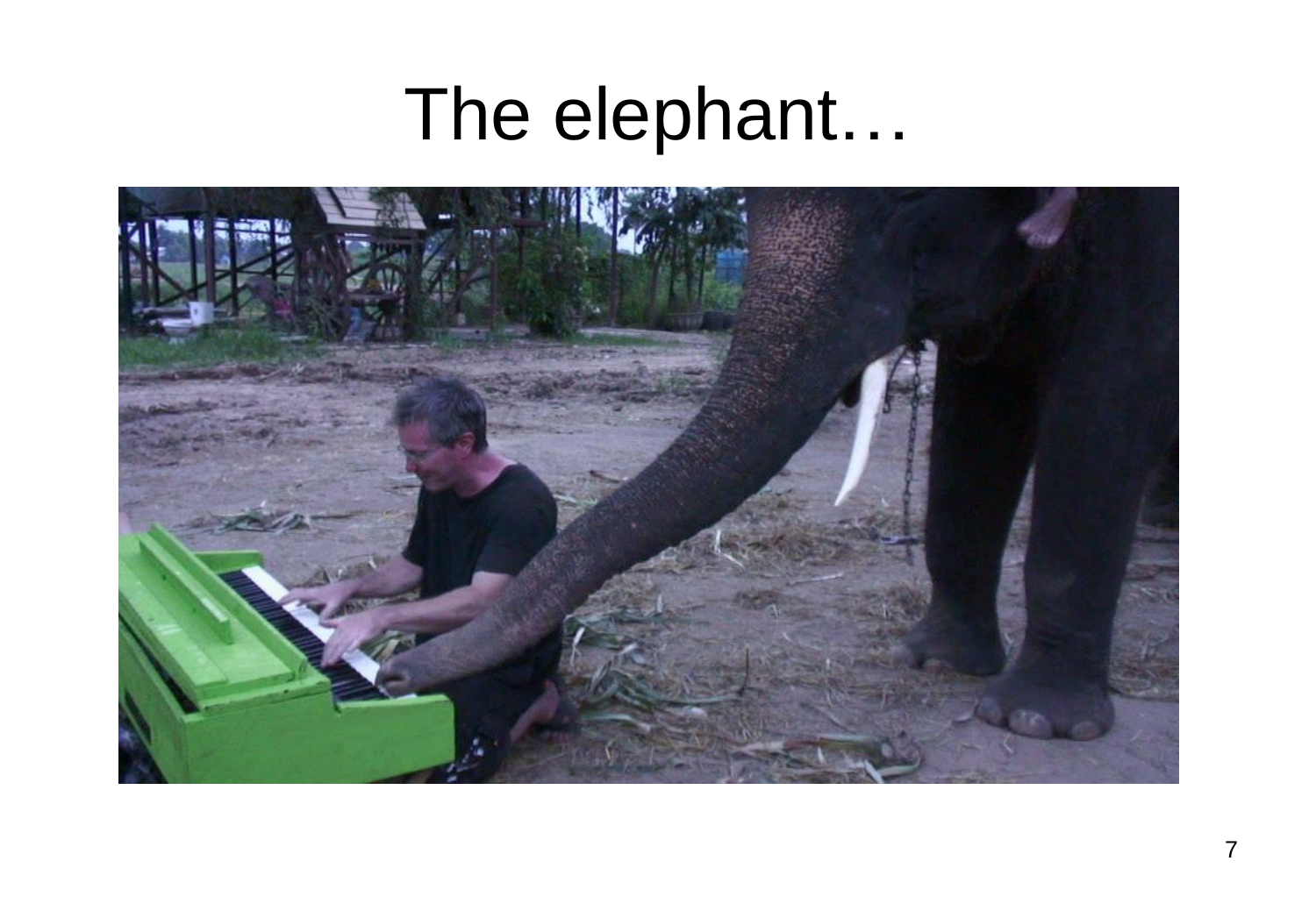# The elephant…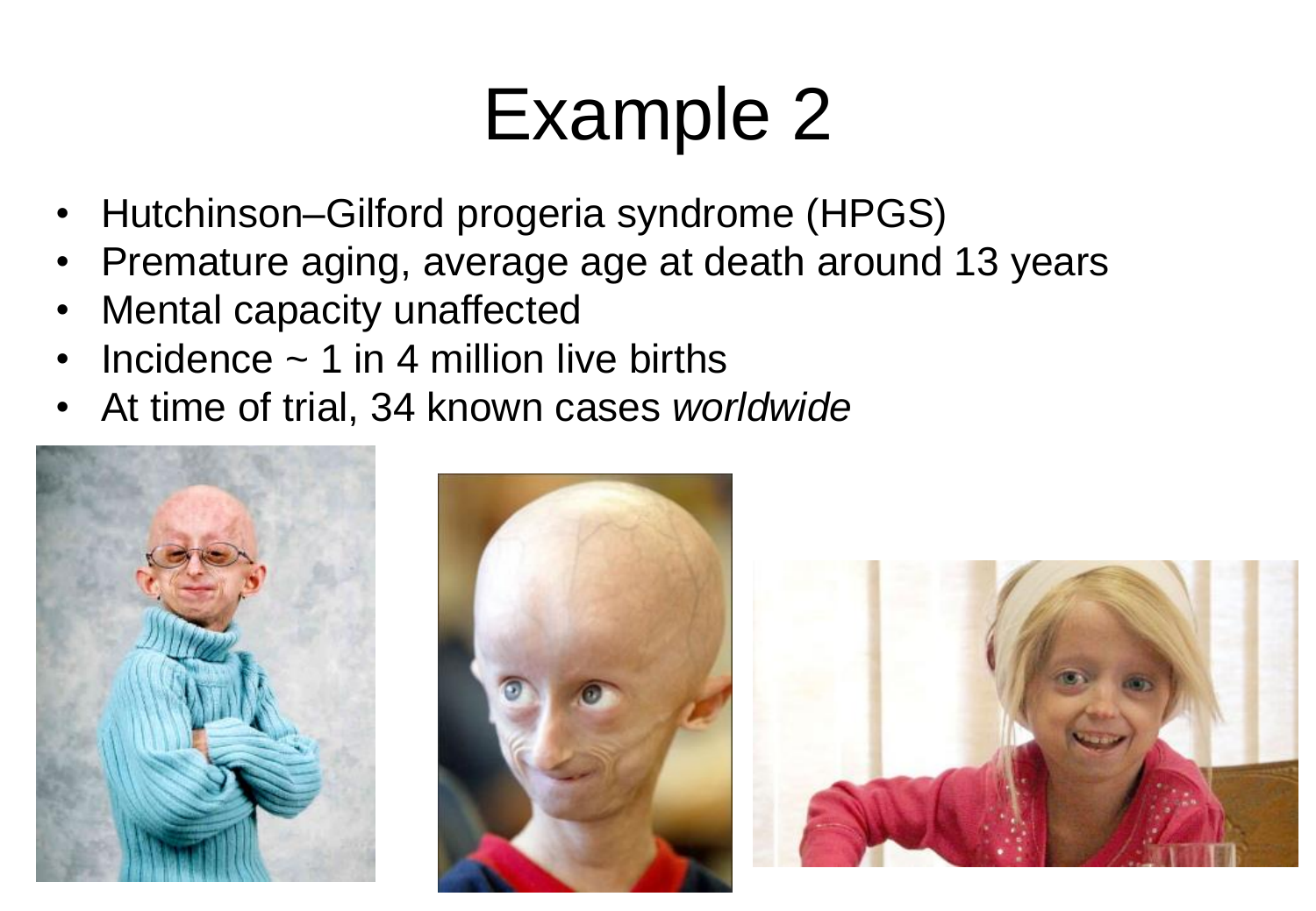# Example 2

- Hutchinson–Gilford progeria syndrome (HPGS)
- Premature aging, average age at death around 13 years
- Mental capacity unaffected
- Incidence ~ 1 in 4 million live births
- At time of trial, 34 known cases *worldwide*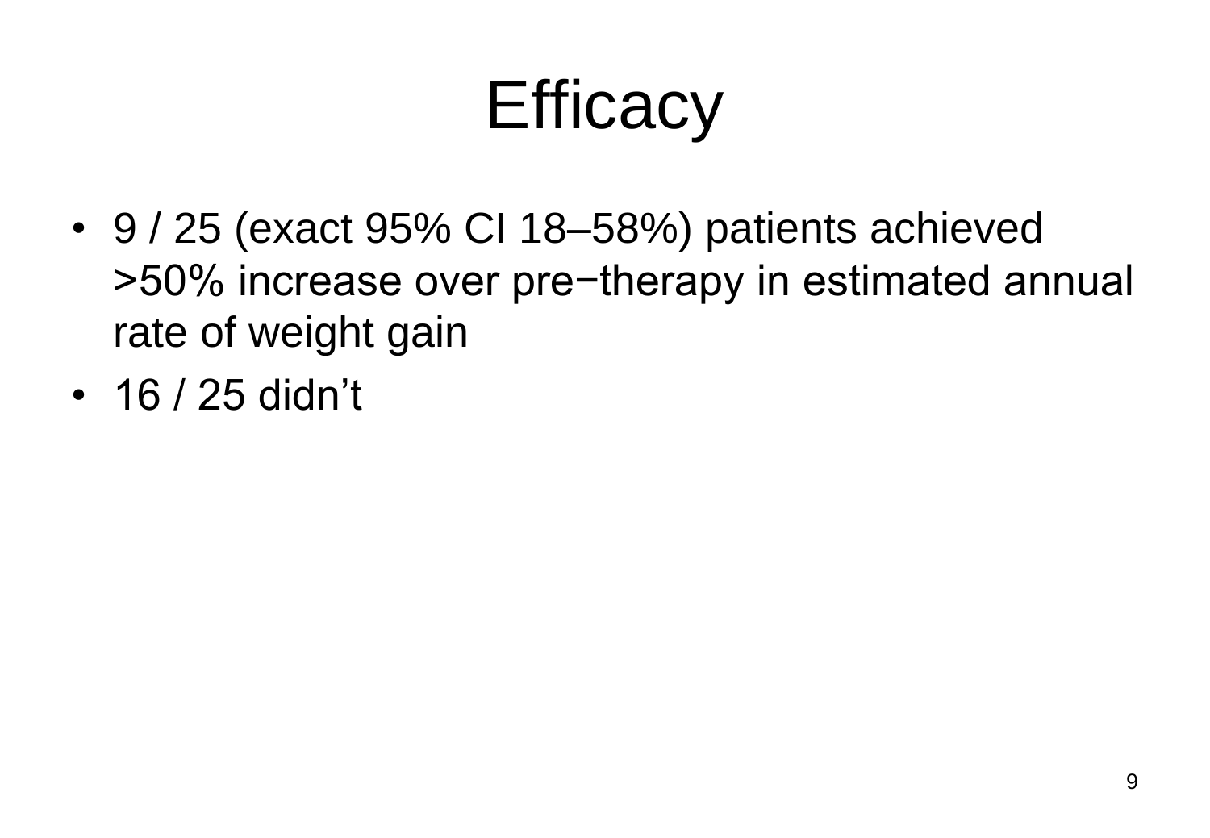# Efficacy

- 9 / 25 (exact 95% CI 18–58%) patients achieved >50% increase over pre−therapy in estimated annual rate of weight gain
- 16 / 25 didn’t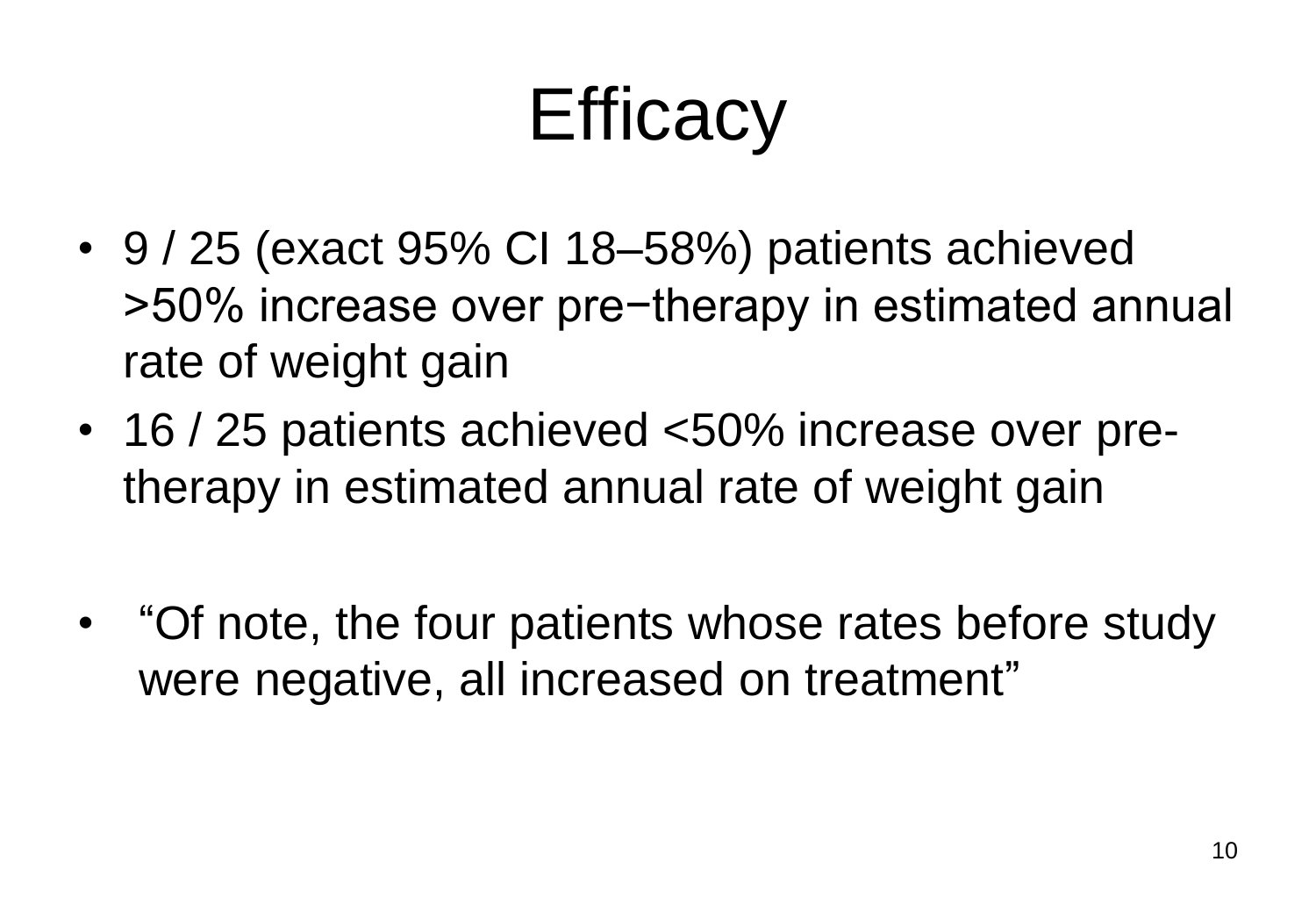# Efficacy

- 9 / 25 (exact 95% CI 18–58%) patients achieved >50% increase over pre−therapy in estimated annual rate of weight gain
- 16 / 25 patients achieved <50% increase over pre-therapy in estimated annual rate of weight gain

- “Of note, the four patients whose rates before study were negative, all increased on treatment”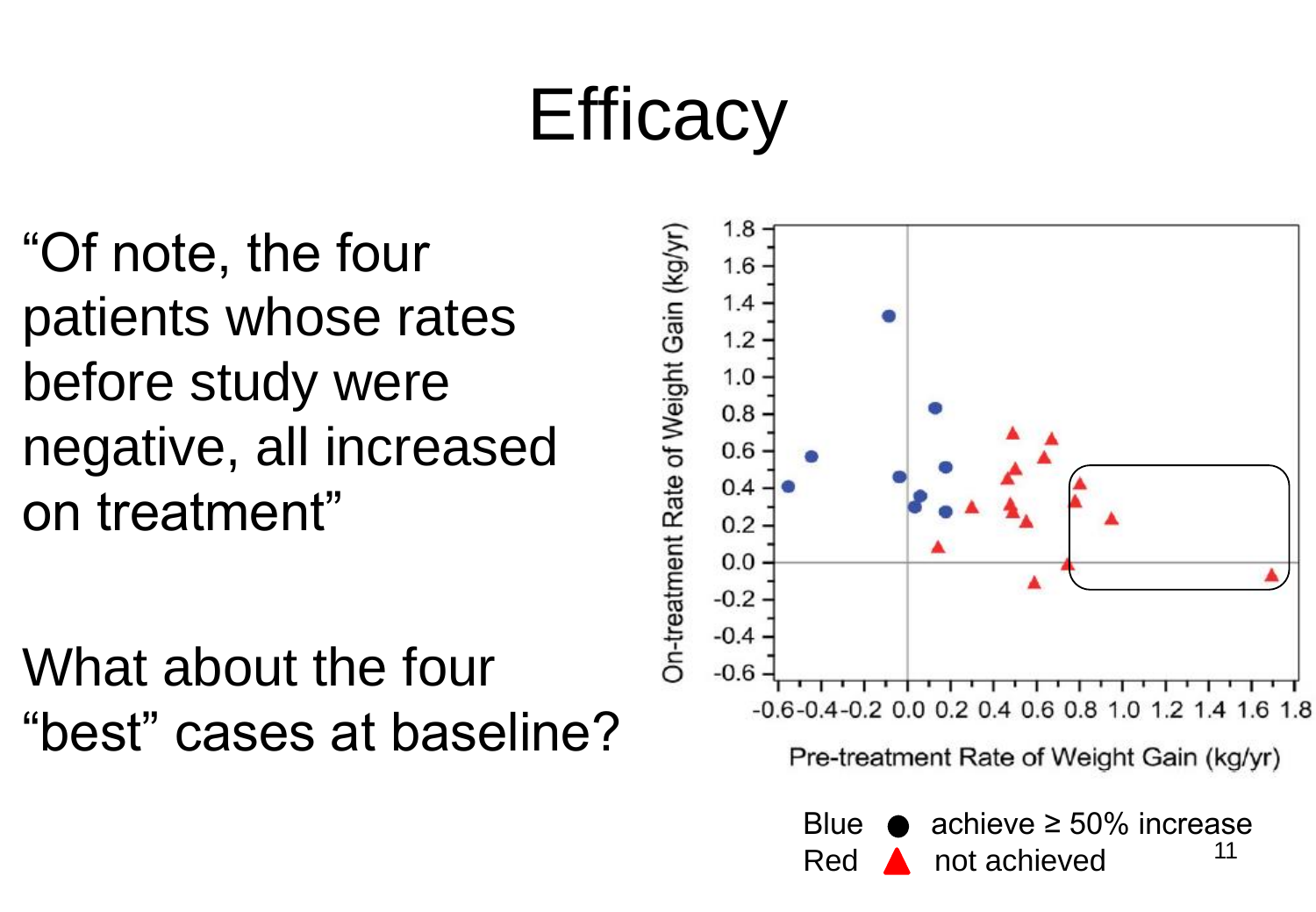# Efficacy

"Of note, the four patients whose rates before study were negative, all increased on treatment"

What about the four "best" cases at baseline?

Blue ● achieve ≥ 50% increase
Red ▲ not achieved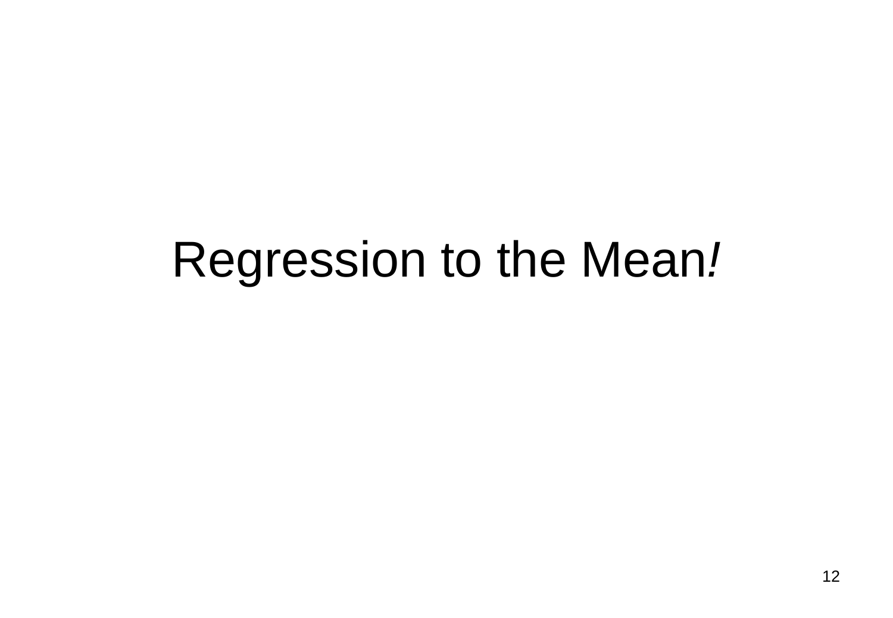# Regression to the Mean*!*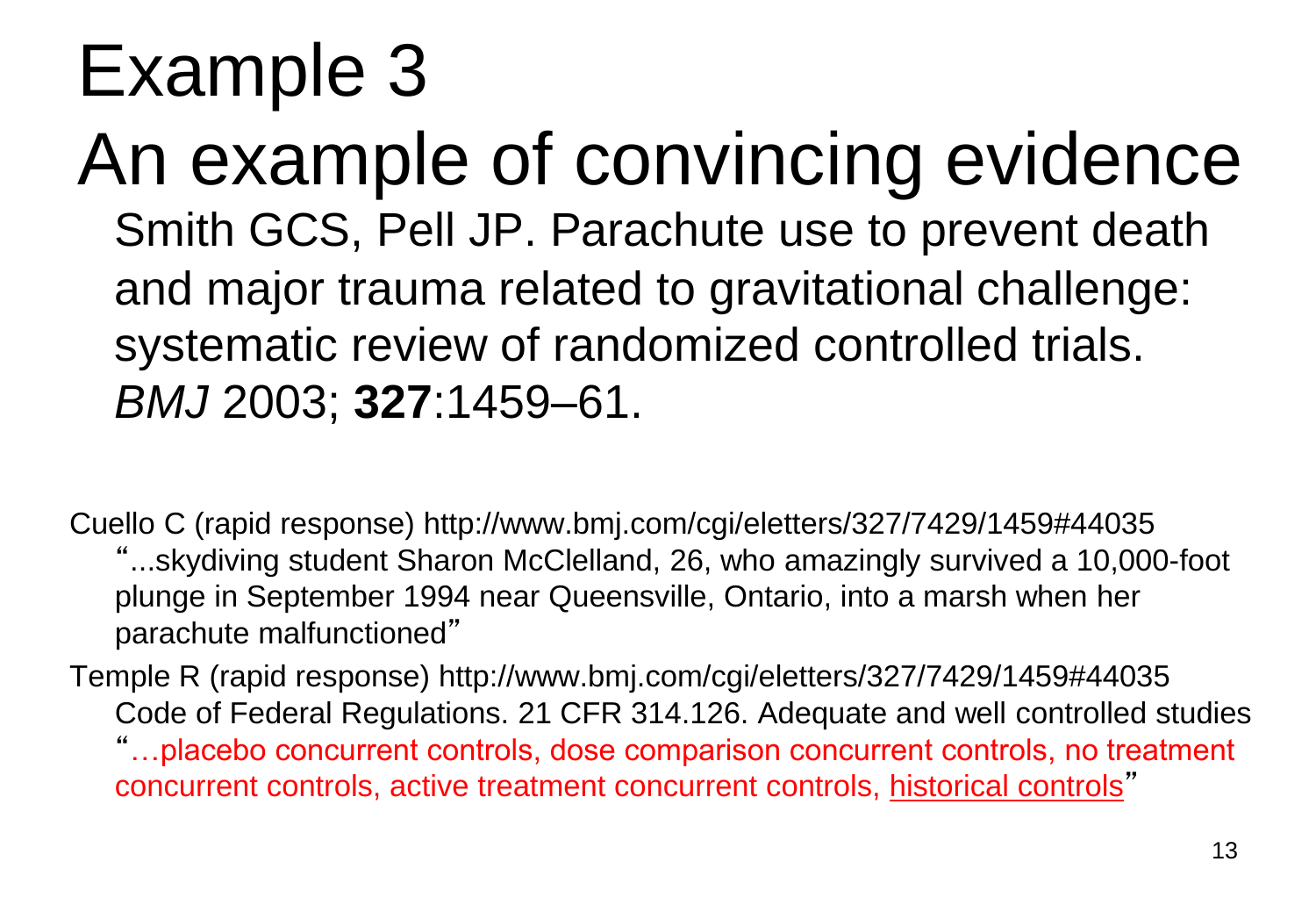# Example 3

## An example of convincing evidence

Smith GCS, Pell JP. Parachute use to prevent death and major trauma related to gravitational challenge: systematic review of randomized controlled trials. *BMJ* 2003; **327**:1459–61.

Cuello C (rapid response) http://www.bmj.com/cgi/eletters/327/7429/1459#44035

"...skydiving student Sharon McClelland, 26, who amazingly survived a 10,000-foot plunge in September 1994 near Queensville, Ontario, into a marsh when her parachute malfunctioned"

Temple R (rapid response) http://www.bmj.com/cgi/eletters/327/7429/1459#44035

Code of Federal Regulations. 21 CFR 314.126. Adequate and well controlled studies

"…placebo concurrent controls, dose comparison concurrent controls, no treatment concurrent controls, active treatment concurrent controls, historical controls"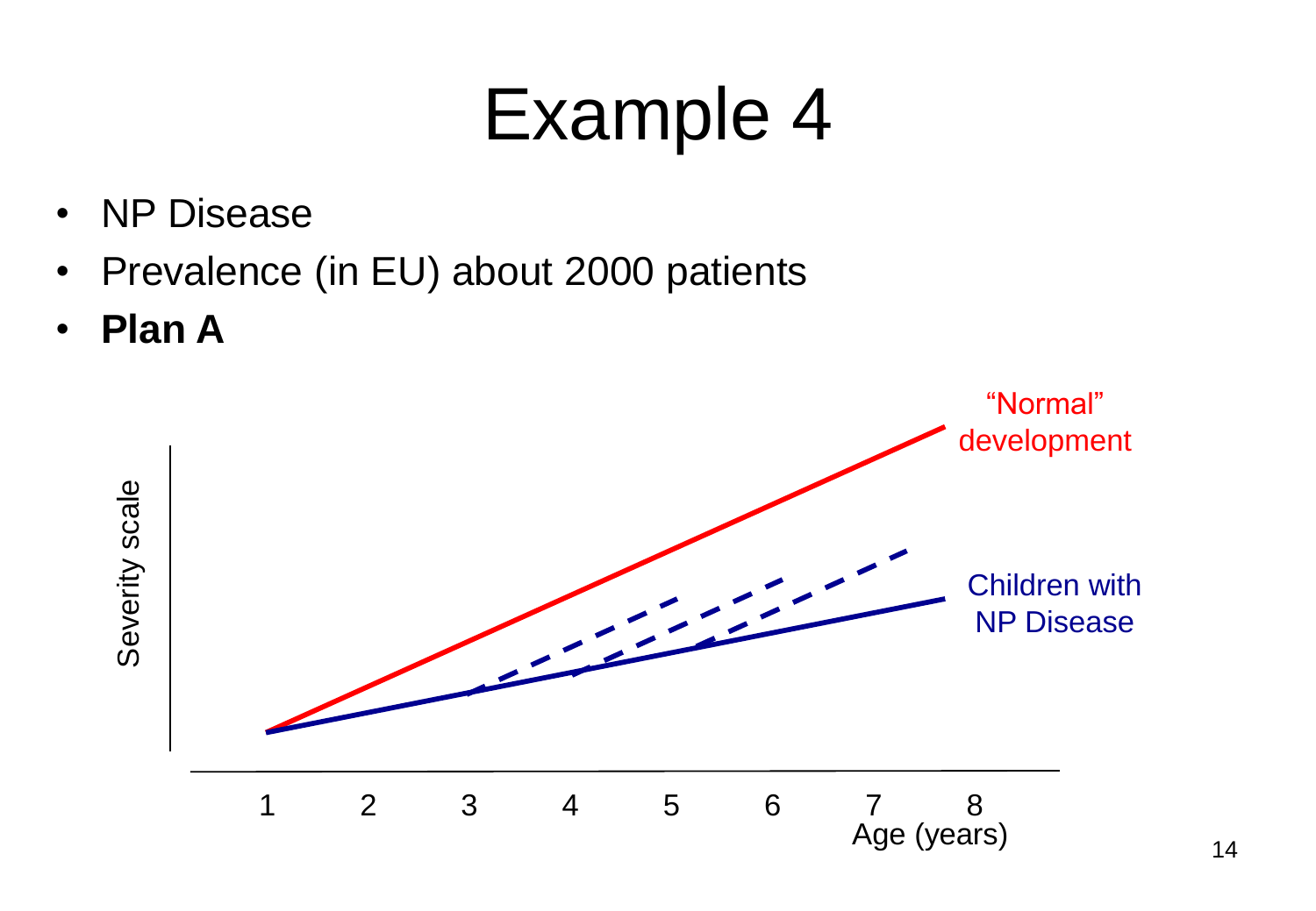# Example 4

- NP Disease
- Prevalence (in EU) about 2000 patients
- **Plan A**

Severity scale

"Normal" development

Children with NP Disease

1 2 3 4 5 6 7 8

Age (years)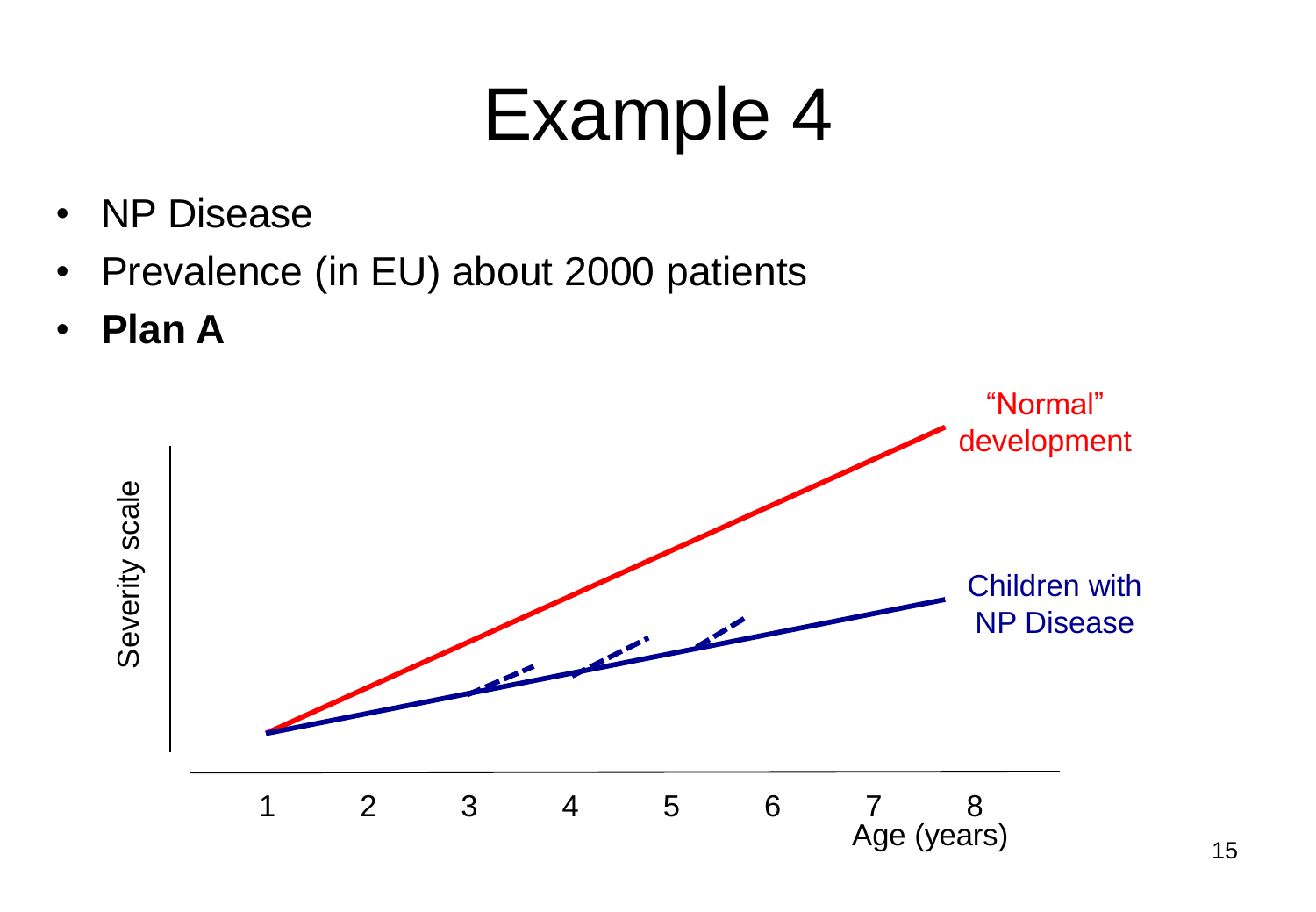# Example 4

- NP Disease
- Prevalence (in EU) about 2000 patients
- **Plan A**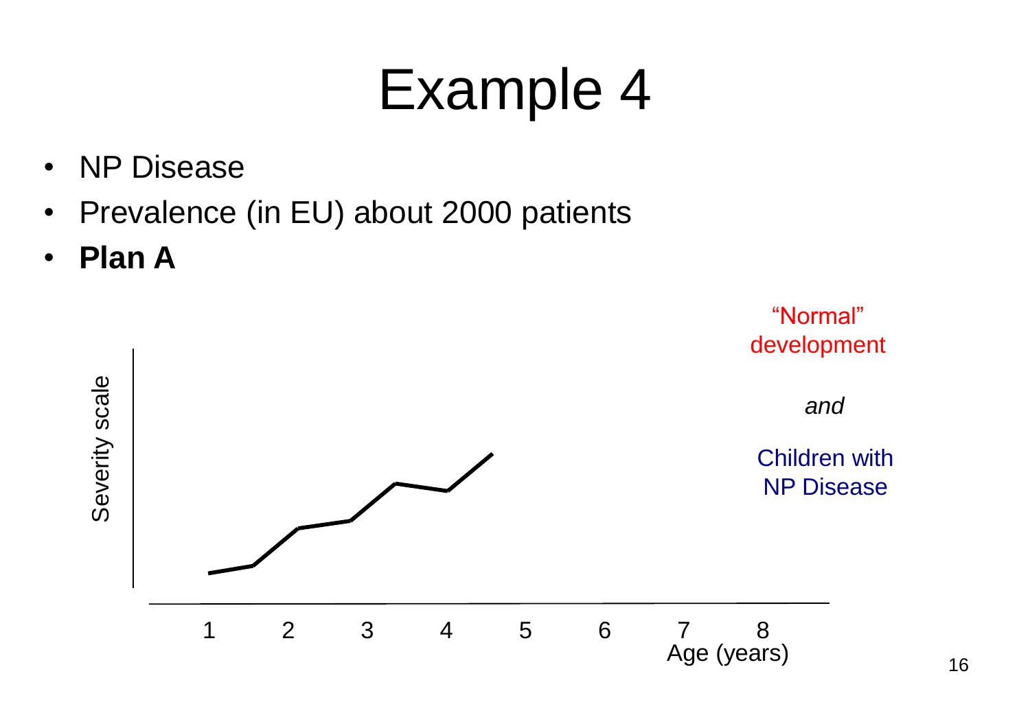# Example 4

- NP Disease
- Prevalence (in EU) about 2000 patients
- **Plan A**

"Normal" development

*and*

Children with NP Disease

Severity scale

1 2 3 4 5 6 7 8

Age (years)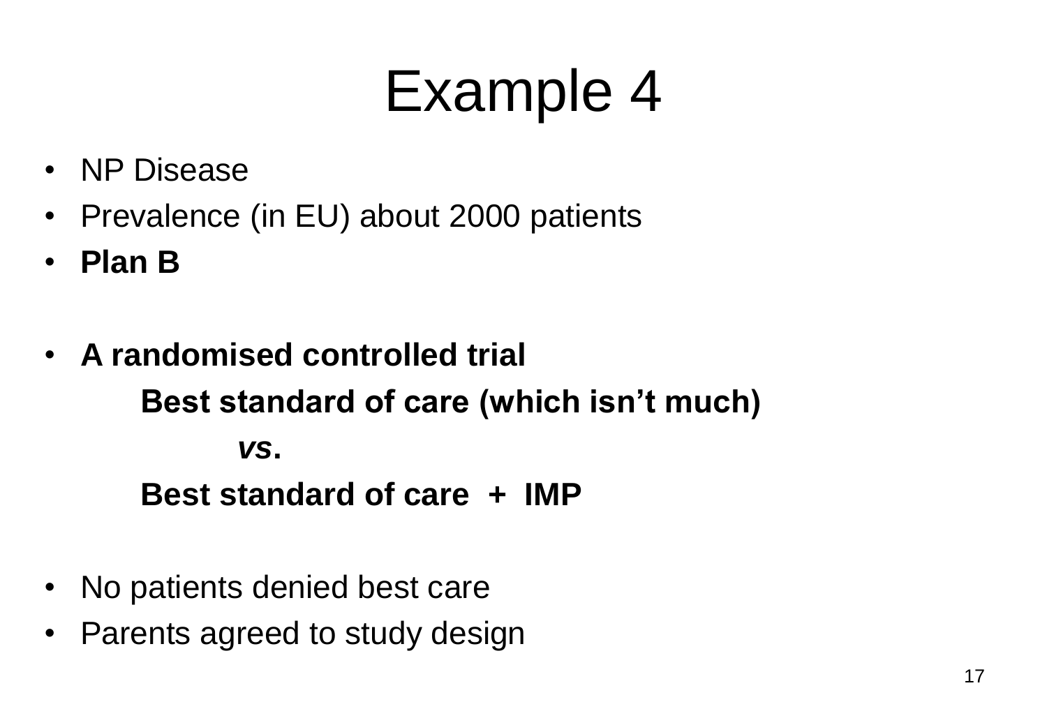# Example 4

- NP Disease
- Prevalence (in EU) about 2000 patients
- **Plan B**

- **A randomised controlled trial**

  **Best standard of care (which isn't much)**

  ***vs*.**

  **Best standard of care + IMP**

- No patients denied best care
- Parents agreed to study design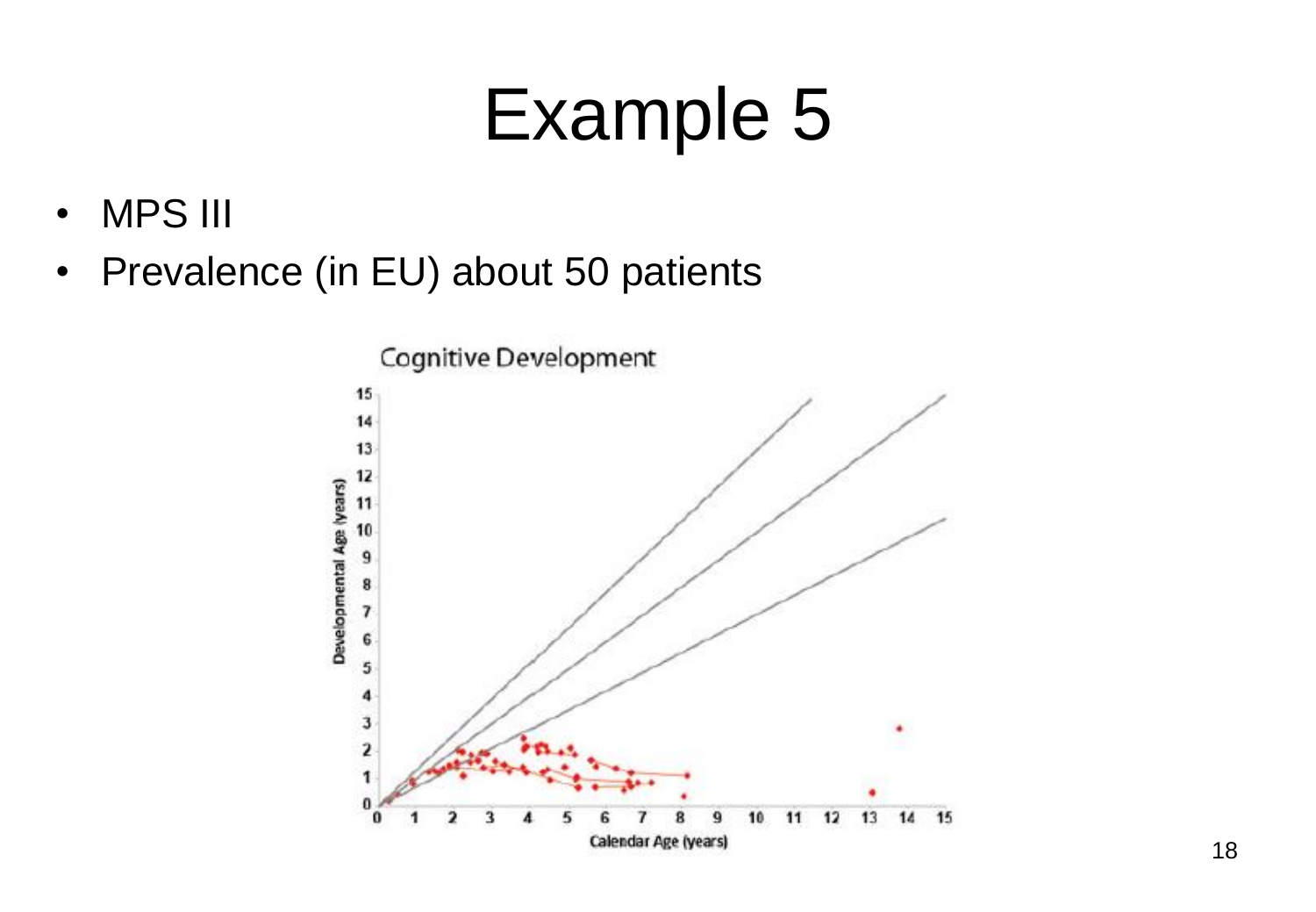# Example 5

- MPS III
- Prevalence (in EU) about 50 patients

Cognitive Development

Developmental Age (years)

Calendar Age (years)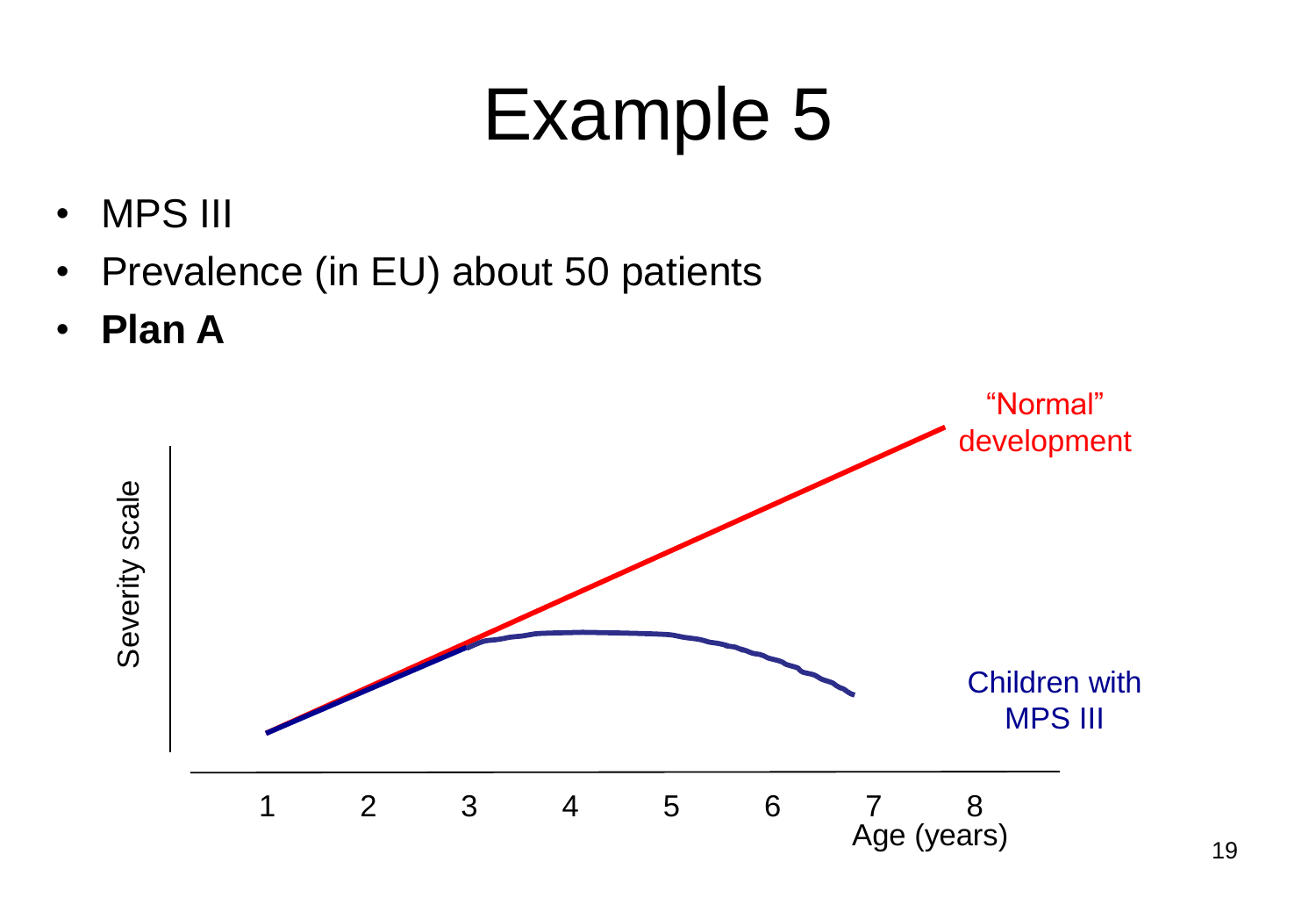# Example 5

- MPS III
- Prevalence (in EU) about 50 patients
- **Plan A**

Severity scale

"Normal" development

Children with MPS III

1 2 3 4 5 6 7 8

Age (years)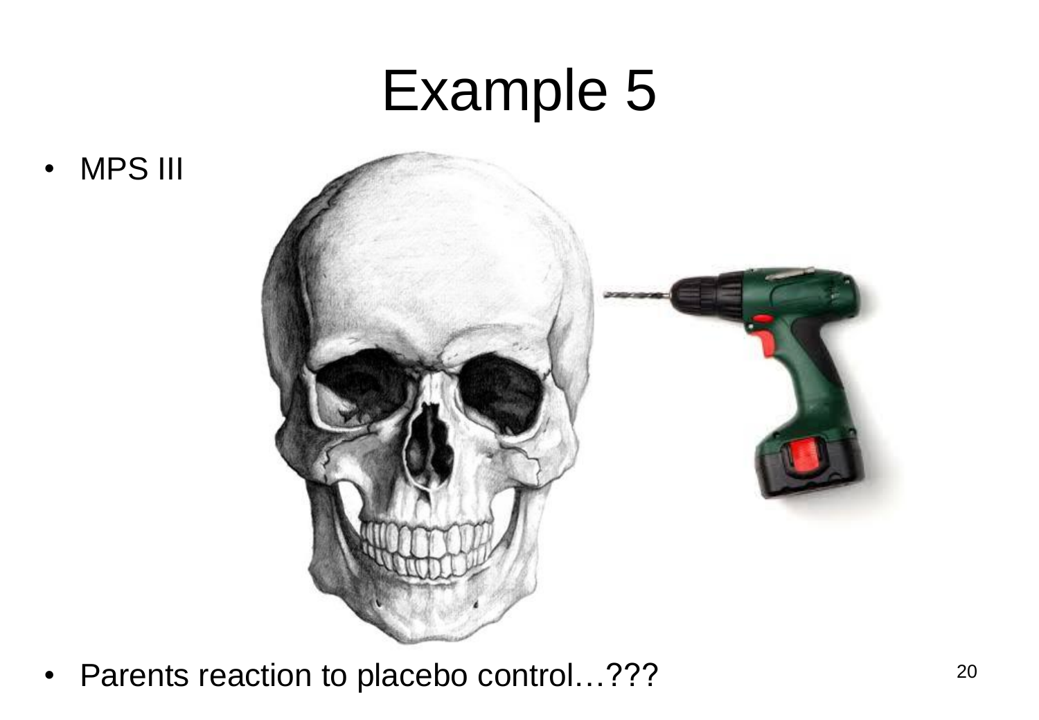# Example 5

- MPS III

- Parents reaction to placebo control…???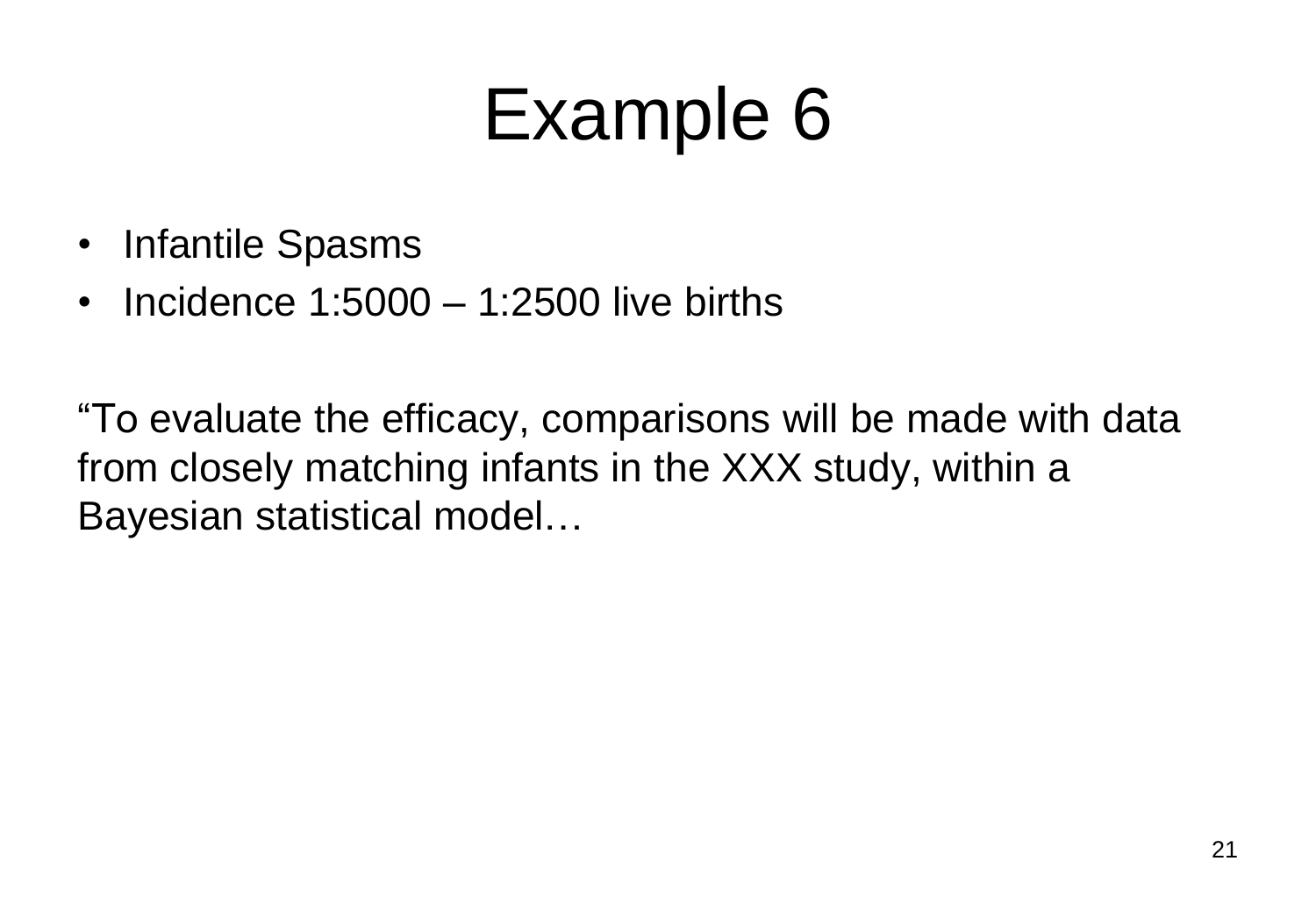# Example 6

- Infantile Spasms
- Incidence 1:5000 – 1:2500 live births

"To evaluate the efficacy, comparisons will be made with data from closely matching infants in the XXX study, within a Bayesian statistical model…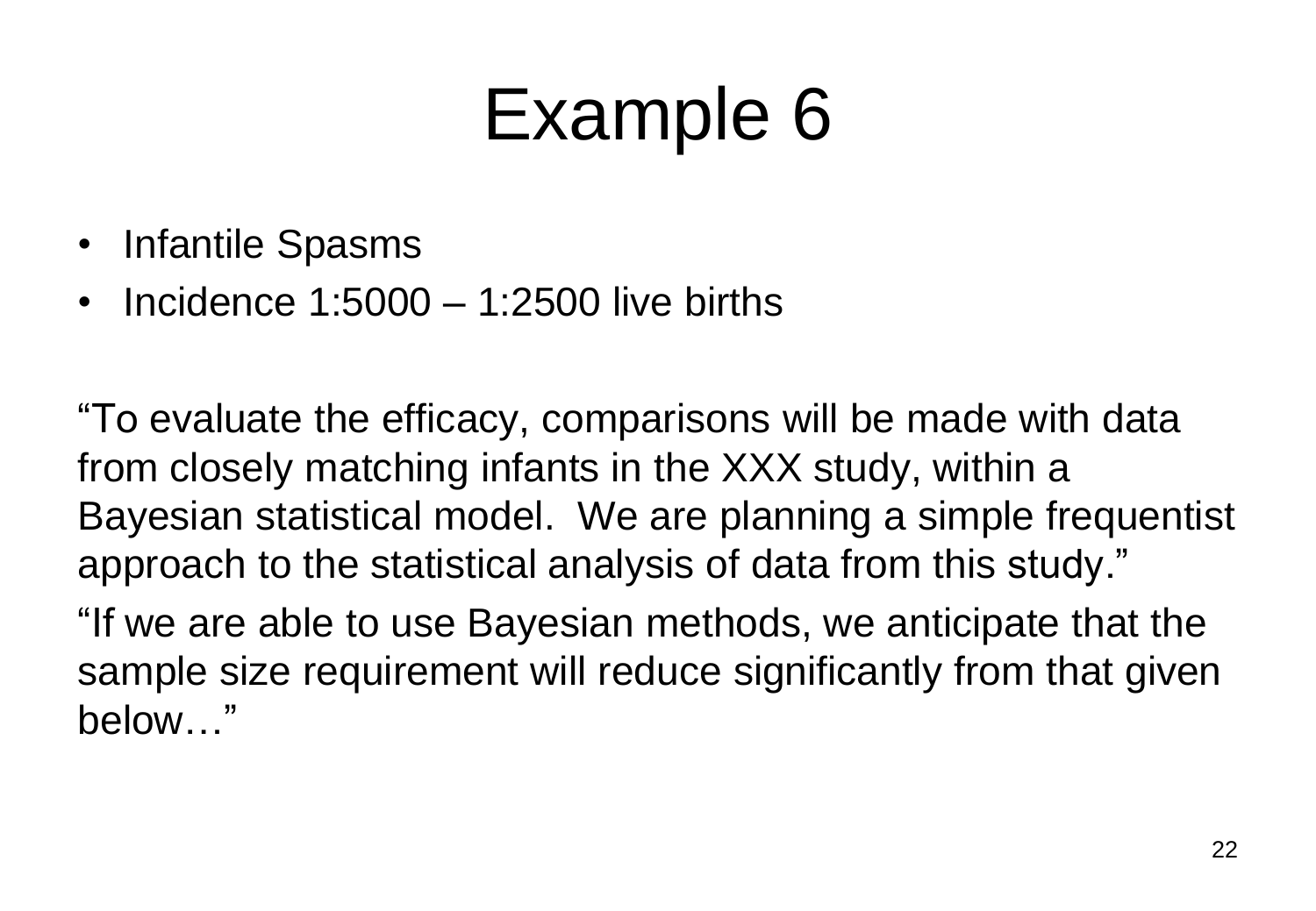# Example 6

- Infantile Spasms
- Incidence 1:5000 – 1:2500 live births

"To evaluate the efficacy, comparisons will be made with data from closely matching infants in the XXX study, within a Bayesian statistical model. We are planning a simple frequentist approach to the statistical analysis of data from this study."

"If we are able to use Bayesian methods, we anticipate that the sample size requirement will reduce significantly from that given below…"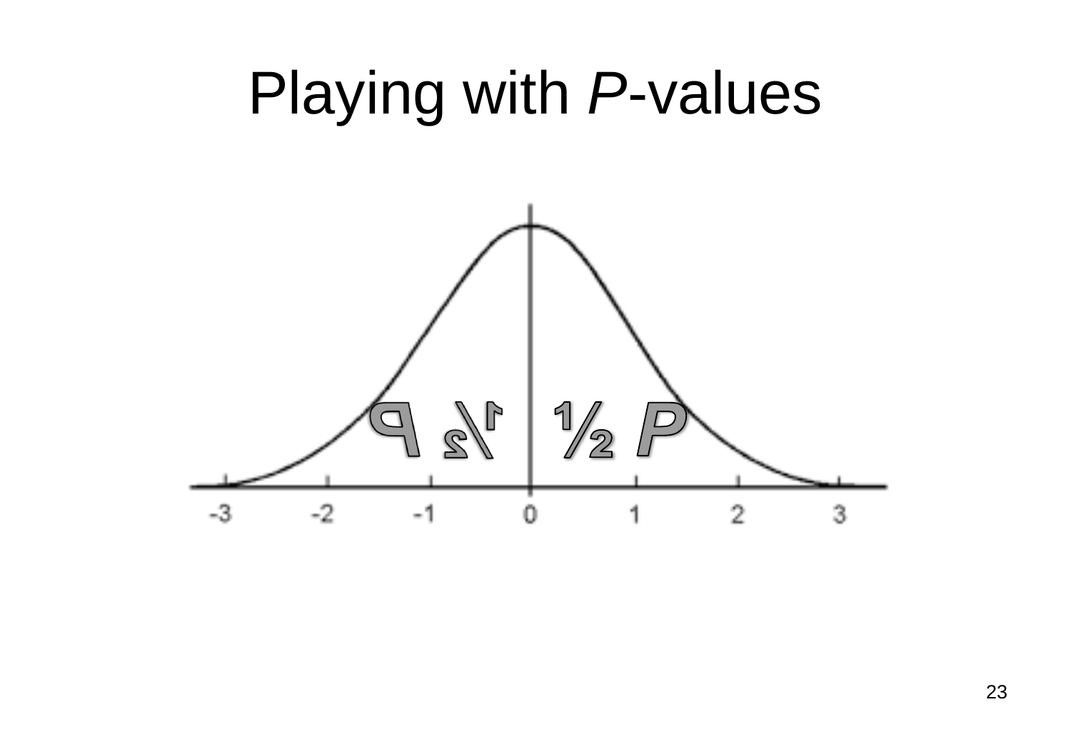# Playing with *P*-values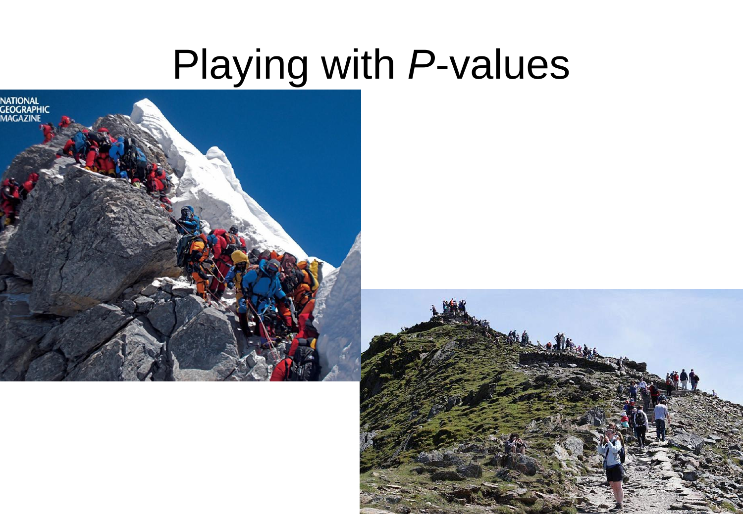# Playing with *P*-values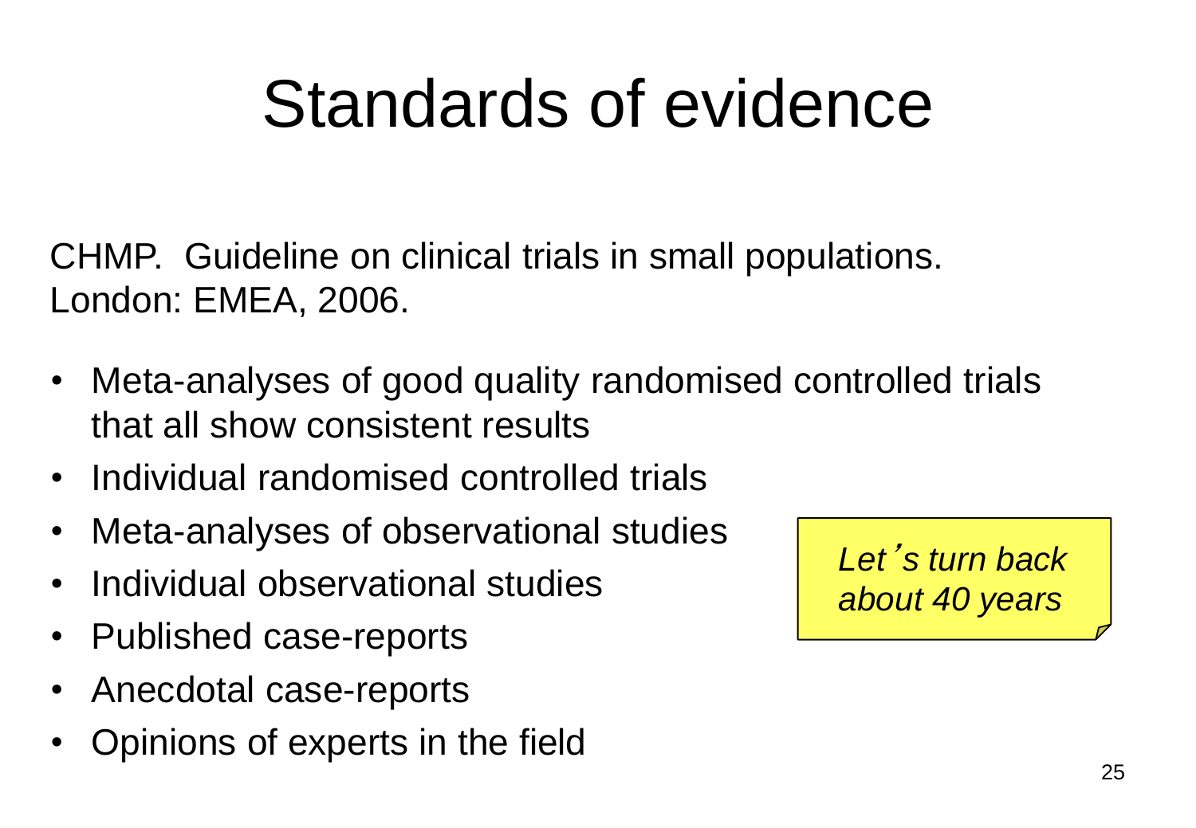# Standards of evidence

CHMP. Guideline on clinical trials in small populations. London: EMEA, 2006.

- Meta-analyses of good quality randomised controlled trials that all show consistent results
- Individual randomised controlled trials
- Meta-analyses of observational studies
- Individual observational studies
- Published case-reports
- Anecdotal case-reports
- Opinions of experts in the field

*Let's turn back about 40 years*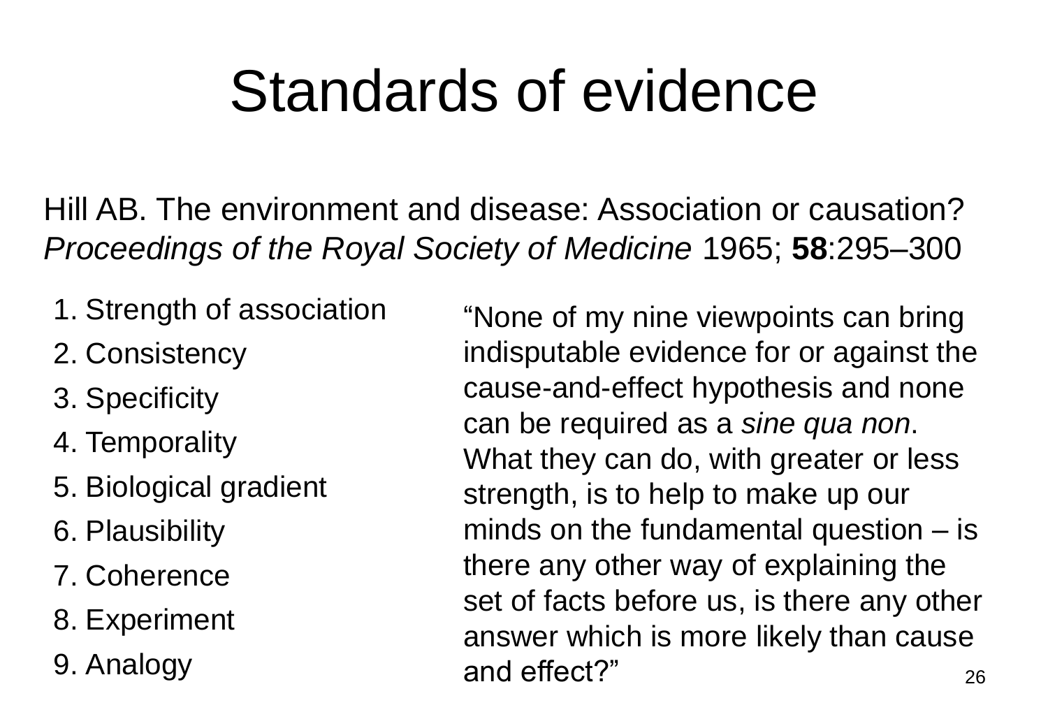# Standards of evidence

Hill AB. The environment and disease: Association or causation? *Proceedings of the Royal Society of Medicine* 1965; **58**:295–300

1. Strength of association
2. Consistency
3. Specificity
4. Temporality
5. Biological gradient
6. Plausibility
7. Coherence
8. Experiment
9. Analogy

"None of my nine viewpoints can bring indisputable evidence for or against the cause-and-effect hypothesis and none can be required as a *sine qua non*. What they can do, with greater or less strength, is to help to make up our minds on the fundamental question – is there any other way of explaining the set of facts before us, is there any other answer which is more likely than cause and effect?"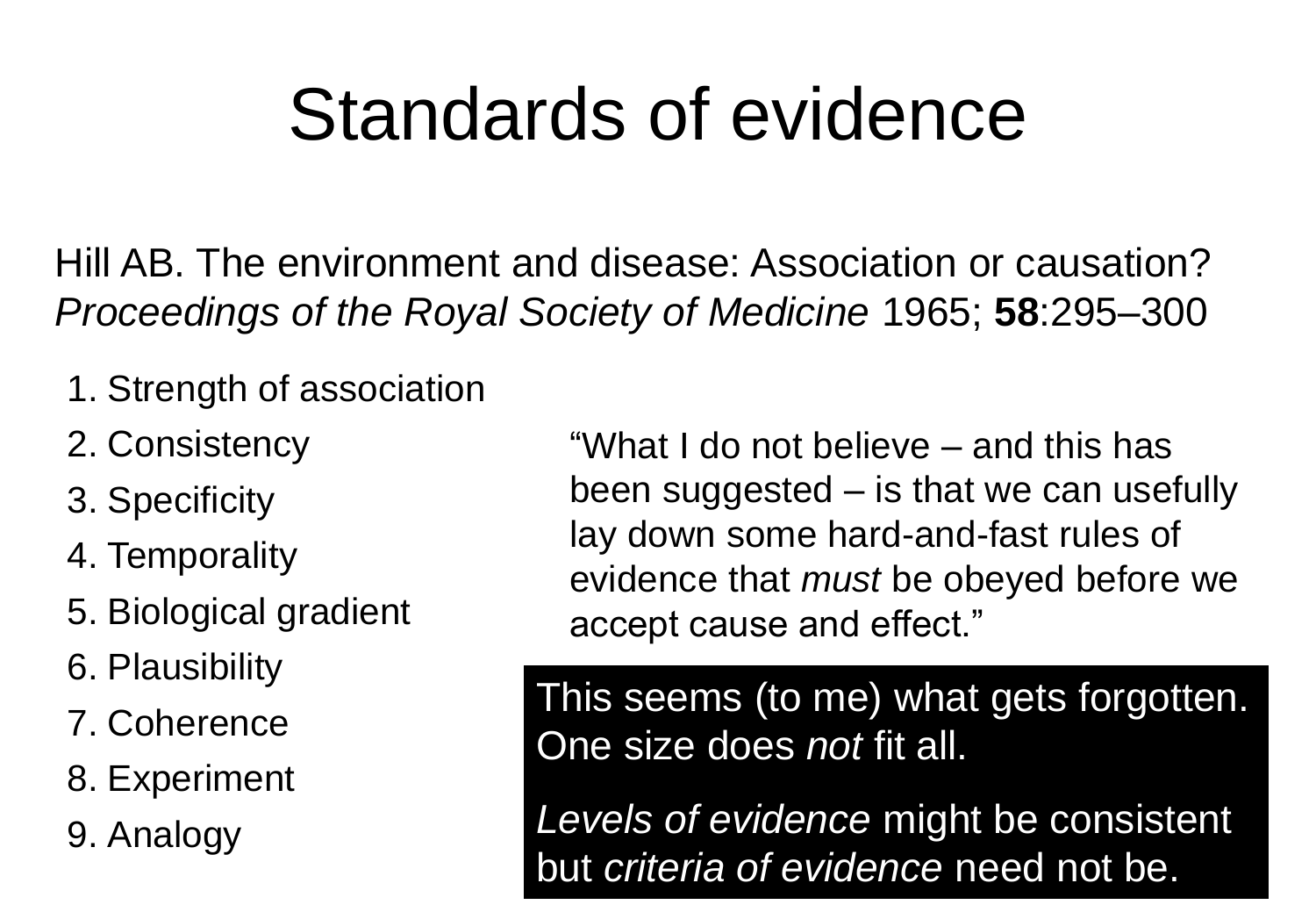# Standards of evidence

Hill AB. The environment and disease: Association or causation? *Proceedings of the Royal Society of Medicine* 1965; **58**:295–300

1. Strength of association
2. Consistency
3. Specificity
4. Temporality
5. Biological gradient
6. Plausibility
7. Coherence
8. Experiment
9. Analogy

"What I do not believe – and this has been suggested – is that we can usefully lay down some hard-and-fast rules of evidence that *must* be obeyed before we accept cause and effect."

This seems (to me) what gets forgotten. One size does *not* fit all.

*Levels of evidence* might be consistent but *criteria of evidence* need not be.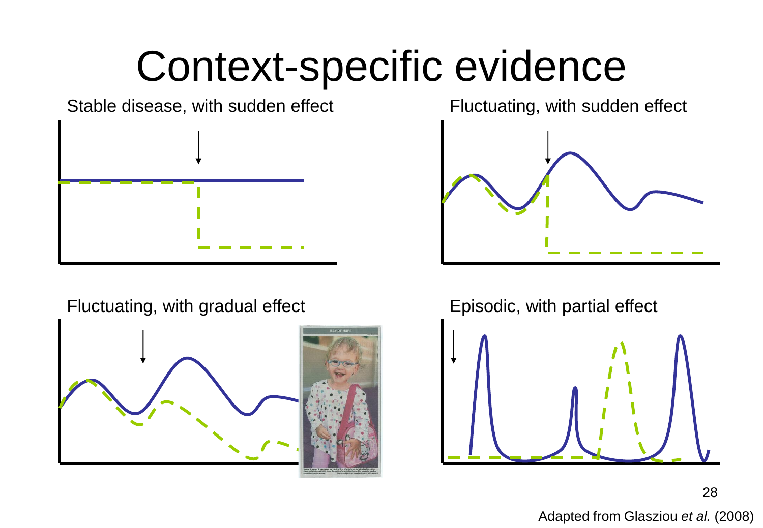# Context-specific evidence

Stable disease, with sudden effect

Fluctuating, with sudden effect

Fluctuating, with gradual effect

Episodic, with partial effect

Adapted from Glasziou *et al.* (2008)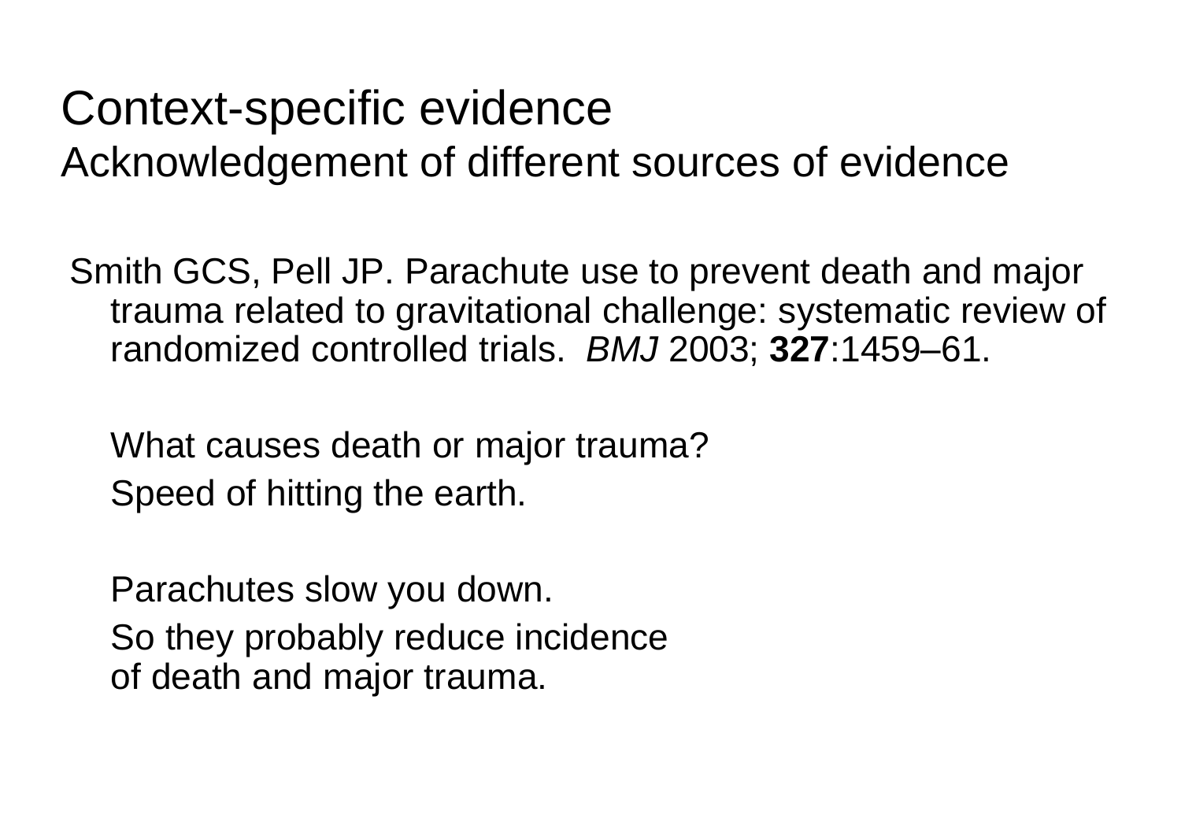# Context-specific evidence

## Acknowledgement of different sources of evidence

Smith GCS, Pell JP. Parachute use to prevent death and major trauma related to gravitational challenge: systematic review of randomized controlled trials. *BMJ* 2003; **327**:1459–61.

What causes death or major trauma?

Speed of hitting the earth.

Parachutes slow you down.

So they probably reduce incidence of death and major trauma.